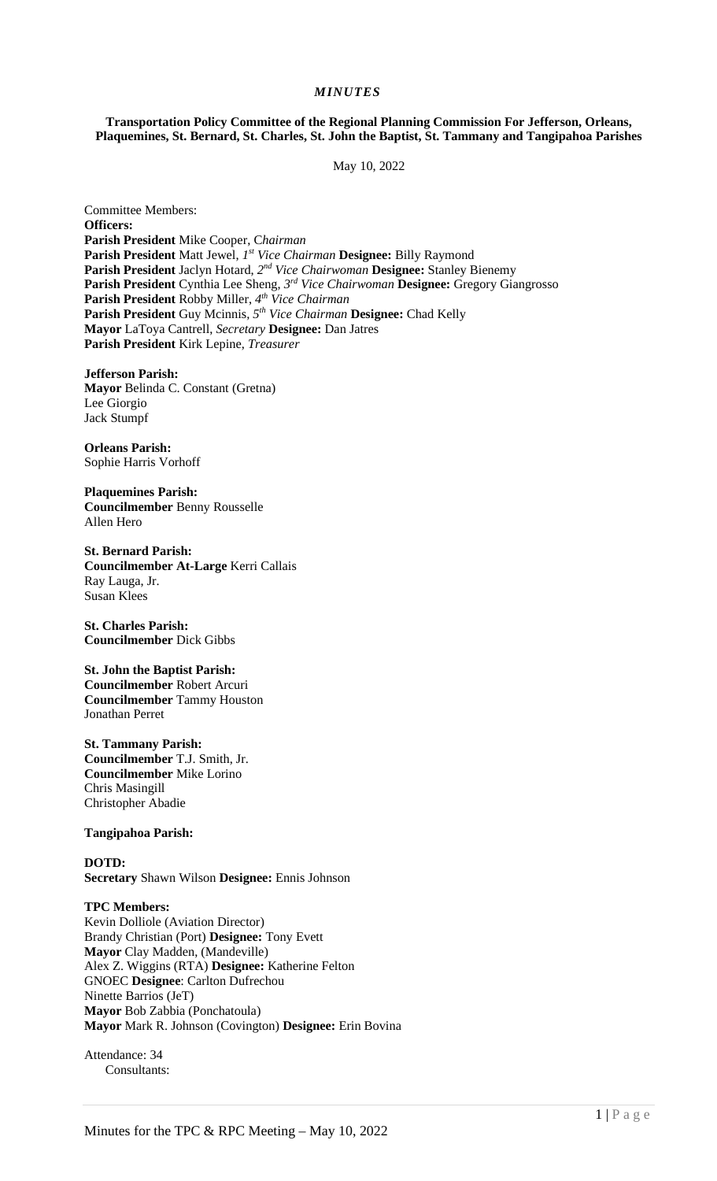# *MINUTES*

**Transportation Policy Committee of the Regional Planning Commission For Jefferson, Orleans, Plaquemines, St. Bernard, St. Charles, St. John the Baptist, St. Tammany and Tangipahoa Parishes**

May 10, 2022

Committee Members:
**Officers:**
**Parish President** Mike Cooper, *Chairman*
**Parish President** Matt Jewel, *1st Vice Chairman* **Designee:** Billy Raymond
**Parish President** Jaclyn Hotard, *2nd Vice Chairwoman* **Designee:** Stanley Bienemy
**Parish President** Cynthia Lee Sheng, *3rd Vice Chairwoman* **Designee:** Gregory Giangrosso
**Parish President** Robby Miller, *4th Vice Chairman*
**Parish President** Guy Mcinnis, *5th Vice Chairman* **Designee:** Chad Kelly
**Mayor** LaToya Cantrell, *Secretary* **Designee:** Dan Jatres
**Parish President** Kirk Lepine, *Treasurer*

**Jefferson Parish:**
**Mayor** Belinda C. Constant (Gretna)
Lee Giorgio
Jack Stumpf

**Orleans Parish:**
Sophie Harris Vorhoff

**Plaquemines Parish:**
**Councilmember** Benny Rousselle
Allen Hero

**St. Bernard Parish:**
**Councilmember At-Large** Kerri Callais
Ray Lauga, Jr.
Susan Klees

**St. Charles Parish:**
**Councilmember** Dick Gibbs

**St. John the Baptist Parish:**
**Councilmember** Robert Arcuri
**Councilmember** Tammy Houston
Jonathan Perret

**St. Tammany Parish:**
**Councilmember** T.J. Smith, Jr.
**Councilmember** Mike Lorino
Chris Masingill
Christopher Abadie

**Tangipahoa Parish:**

**DOTD:**
**Secretary** Shawn Wilson **Designee:** Ennis Johnson

**TPC Members:**
Kevin Dolliole (Aviation Director)
Brandy Christian (Port) **Designee:** Tony Evett
**Mayor** Clay Madden, (Mandeville)
Alex Z. Wiggins (RTA) **Designee:** Katherine Felton
GNOEC **Designee**: Carlton Dufrechou
Ninette Barrios (JeT)
**Mayor** Bob Zabbia (Ponchatoula)
**Mayor** Mark R. Johnson (Covington) **Designee:** Erin Bovina

Attendance: 34
Consultants: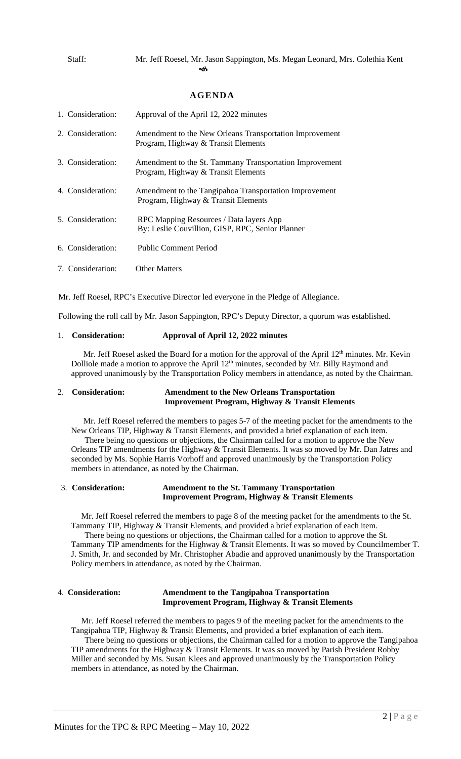Staff: Mr. Jeff Roesel, Mr. Jason Sappington, Ms. Megan Leonard, Mrs. Colethia Kent

## AGENDA

| | |
|---|---|
| 1. Consideration: | Approval of the April 12, 2022 minutes |
| 2. Consideration: | Amendment to the New Orleans Transportation Improvement Program, Highway & Transit Elements |
| 3. Consideration: | Amendment to the St. Tammany Transportation Improvement Program, Highway & Transit Elements |
| 4. Consideration: | Amendment to the Tangipahoa Transportation Improvement Program, Highway & Transit Elements |
| 5. Consideration: | RPC Mapping Resources / Data layers App<br>By: Leslie Couvillion, GISP, RPC, Senior Planner |
| 6. Consideration: | Public Comment Period |
| 7. Consideration: | Other Matters |

Mr. Jeff Roesel, RPC's Executive Director led everyone in the Pledge of Allegiance.

Following the roll call by Mr. Jason Sappington, RPC's Deputy Director, a quorum was established.

1. **Consideration: Approval of April 12, 2022 minutes**

Mr. Jeff Roesel asked the Board for a motion for the approval of the April 12th minutes. Mr. Kevin Dolliole made a motion to approve the April 12th minutes, seconded by Mr. Billy Raymond and approved unanimously by the Transportation Policy members in attendance, as noted by the Chairman.

2. **Consideration: Amendment to the New Orleans Transportation Improvement Program, Highway & Transit Elements**

Mr. Jeff Roesel referred the members to pages 5-7 of the meeting packet for the amendments to the New Orleans TIP, Highway & Transit Elements, and provided a brief explanation of each item.

There being no questions or objections, the Chairman called for a motion to approve the New Orleans TIP amendments for the Highway & Transit Elements. It was so moved by Mr. Dan Jatres and seconded by Ms. Sophie Harris Vorhoff and approved unanimously by the Transportation Policy members in attendance, as noted by the Chairman.

3. **Consideration: Amendment to the St. Tammany Transportation Improvement Program, Highway & Transit Elements**

Mr. Jeff Roesel referred the members to page 8 of the meeting packet for the amendments to the St. Tammany TIP, Highway & Transit Elements, and provided a brief explanation of each item.

There being no questions or objections, the Chairman called for a motion to approve the St. Tammany TIP amendments for the Highway & Transit Elements. It was so moved by Councilmember T. J. Smith, Jr. and seconded by Mr. Christopher Abadie and approved unanimously by the Transportation Policy members in attendance, as noted by the Chairman.

4. **Consideration: Amendment to the Tangipahoa Transportation Improvement Program, Highway & Transit Elements**

Mr. Jeff Roesel referred the members to pages 9 of the meeting packet for the amendments to the Tangipahoa TIP, Highway & Transit Elements, and provided a brief explanation of each item.

There being no questions or objections, the Chairman called for a motion to approve the Tangipahoa TIP amendments for the Highway & Transit Elements. It was so moved by Parish President Robby Miller and seconded by Ms. Susan Klees and approved unanimously by the Transportation Policy members in attendance, as noted by the Chairman.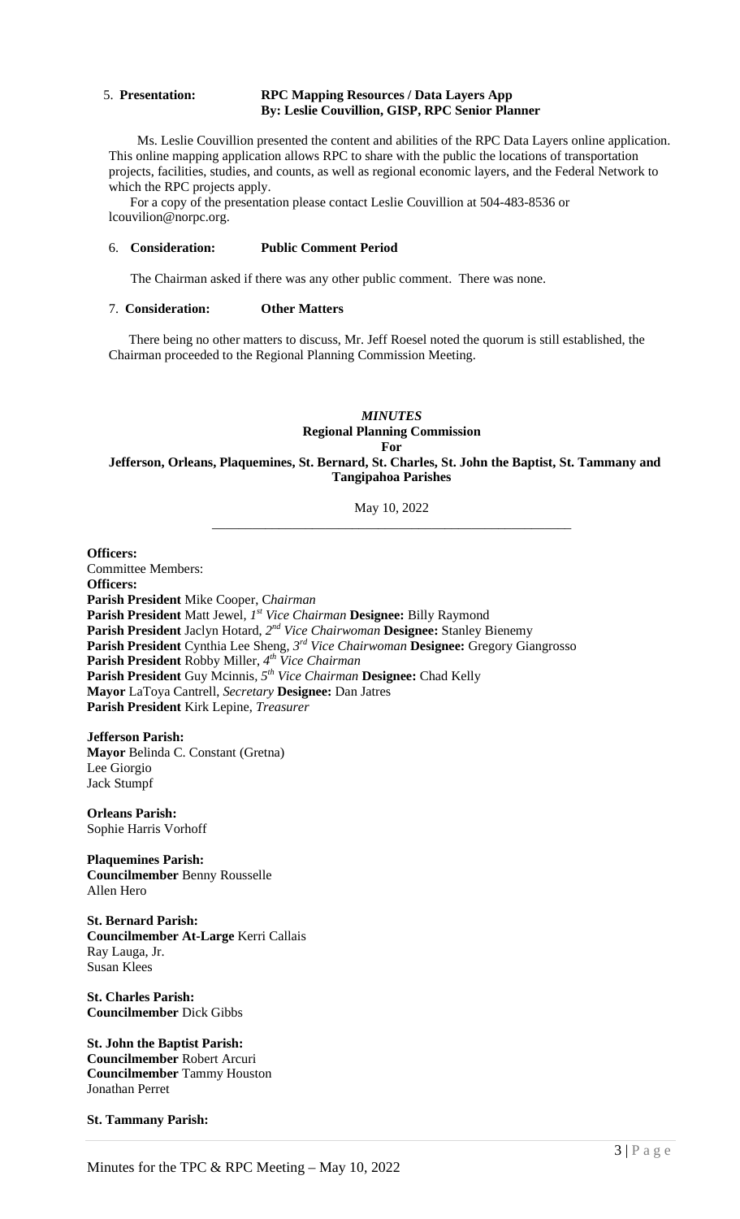5. **Presentation:** **RPC Mapping Resources / Data Layers App**
**By: Leslie Couvillion, GISP, RPC Senior Planner**

Ms. Leslie Couvillion presented the content and abilities of the RPC Data Layers online application. This online mapping application allows RPC to share with the public the locations of transportation projects, facilities, studies, and counts, as well as regional economic layers, and the Federal Network to which the RPC projects apply.

For a copy of the presentation please contact Leslie Couvillion at 504-483-8536 or lcouvilion@norpc.org.

6. **Consideration:** **Public Comment Period**

The Chairman asked if there was any other public comment. There was none.

7. **Consideration:** **Other Matters**

There being no other matters to discuss, Mr. Jeff Roesel noted the quorum is still established, the Chairman proceeded to the Regional Planning Commission Meeting.

***MINUTES***
**Regional Planning Commission**
**For**
**Jefferson, Orleans, Plaquemines, St. Bernard, St. Charles, St. John the Baptist, St. Tammany and Tangipahoa Parishes**

May 10, 2022

---

**Officers:**
Committee Members:
**Officers:**
**Parish President** Mike Cooper, *Chairman*
**Parish President** Matt Jewel, *1st Vice Chairman* **Designee:** Billy Raymond
**Parish President** Jaclyn Hotard, *2nd Vice Chairwoman* **Designee:** Stanley Bienemy
**Parish President** Cynthia Lee Sheng, *3rd Vice Chairwoman* **Designee:** Gregory Giangrosso
**Parish President** Robby Miller, *4th Vice Chairman*
**Parish President** Guy Mcinnis, *5th Vice Chairman* **Designee:** Chad Kelly
**Mayor** LaToya Cantrell, *Secretary* **Designee:** Dan Jatres
**Parish President** Kirk Lepine, *Treasurer*

**Jefferson Parish:**
**Mayor** Belinda C. Constant (Gretna)
Lee Giorgio
Jack Stumpf

**Orleans Parish:**
Sophie Harris Vorhoff

**Plaquemines Parish:**
**Councilmember** Benny Rousselle
Allen Hero

**St. Bernard Parish:**
**Councilmember At-Large** Kerri Callais
Ray Lauga, Jr.
Susan Klees

**St. Charles Parish:**
**Councilmember** Dick Gibbs

**St. John the Baptist Parish:**
**Councilmember** Robert Arcuri
**Councilmember** Tammy Houston
Jonathan Perret

**St. Tammany Parish:**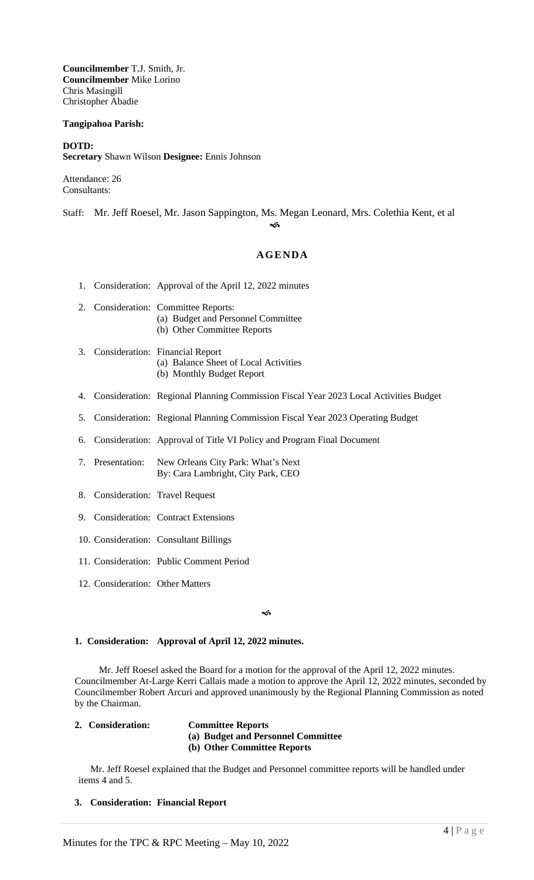**Councilmember** T.J. Smith, Jr.
**Councilmember** Mike Lorino
Chris Masingill
Christopher Abadie

**Tangipahoa Parish:**

**DOTD:**
**Secretary** Shawn Wilson **Designee:** Ennis Johnson

Attendance: 26
Consultants:

Staff: Mr. Jeff Roesel, Mr. Jason Sappington, Ms. Megan Leonard, Mrs. Colethia Kent, et al

## AGENDA

1. Consideration: Approval of the April 12, 2022 minutes
2. Consideration: Committee Reports:
   - (a) Budget and Personnel Committee
   - (b) Other Committee Reports
3. Consideration: Financial Report
   - (a) Balance Sheet of Local Activities
   - (b) Monthly Budget Report
4. Consideration: Regional Planning Commission Fiscal Year 2023 Local Activities Budget
5. Consideration: Regional Planning Commission Fiscal Year 2023 Operating Budget
6. Consideration: Approval of Title VI Policy and Program Final Document
7. Presentation: New Orleans City Park: What's Next
   By: Cara Lambright, City Park, CEO
8. Consideration: Travel Request
9. Consideration: Contract Extensions
10. Consideration: Consultant Billings
11. Consideration: Public Comment Period
12. Consideration: Other Matters

### 1. Consideration: Approval of April 12, 2022 minutes.

Mr. Jeff Roesel asked the Board for a motion for the approval of the April 12, 2022 minutes. Councilmember At-Large Kerri Callais made a motion to approve the April 12, 2022 minutes, seconded by Councilmember Robert Arcuri and approved unanimously by the Regional Planning Commission as noted by the Chairman.

### 2. Consideration: Committee Reports

**(a) Budget and Personnel Committee**
**(b) Other Committee Reports**

Mr. Jeff Roesel explained that the Budget and Personnel committee reports will be handled under items 4 and 5.

### 3. Consideration: Financial Report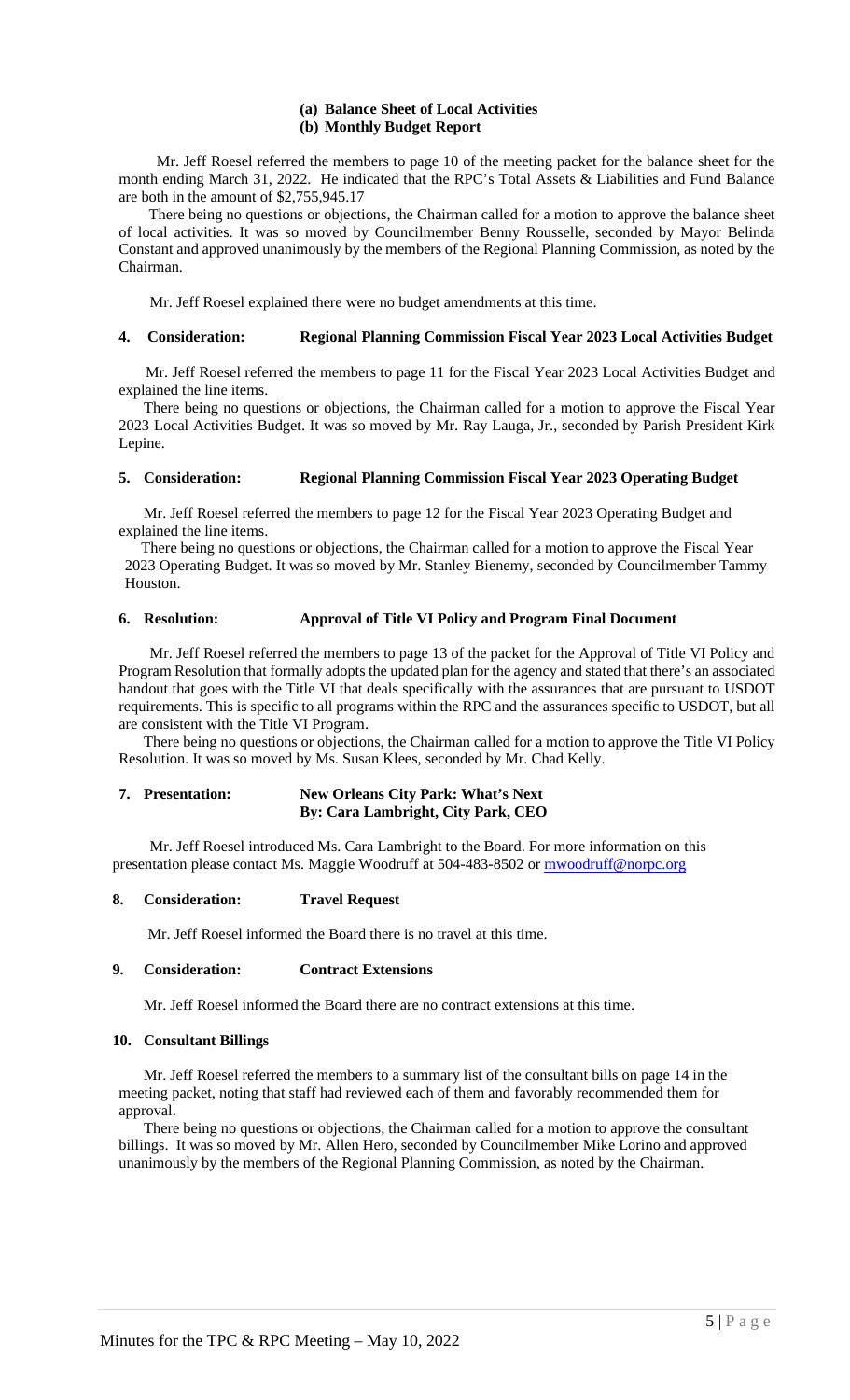**(a) Balance Sheet of Local Activities**
**(b) Monthly Budget Report**

Mr. Jeff Roesel referred the members to page 10 of the meeting packet for the balance sheet for the month ending March 31, 2022. He indicated that the RPC's Total Assets & Liabilities and Fund Balance are both in the amount of $2,755,945.17

There being no questions or objections, the Chairman called for a motion to approve the balance sheet of local activities. It was so moved by Councilmember Benny Rousselle, seconded by Mayor Belinda Constant and approved unanimously by the members of the Regional Planning Commission, as noted by the Chairman.

Mr. Jeff Roesel explained there were no budget amendments at this time.

### 4. Consideration: Regional Planning Commission Fiscal Year 2023 Local Activities Budget

Mr. Jeff Roesel referred the members to page 11 for the Fiscal Year 2023 Local Activities Budget and explained the line items.

There being no questions or objections, the Chairman called for a motion to approve the Fiscal Year 2023 Local Activities Budget. It was so moved by Mr. Ray Lauga, Jr., seconded by Parish President Kirk Lepine.

### 5. Consideration: Regional Planning Commission Fiscal Year 2023 Operating Budget

Mr. Jeff Roesel referred the members to page 12 for the Fiscal Year 2023 Operating Budget and explained the line items.

There being no questions or objections, the Chairman called for a motion to approve the Fiscal Year 2023 Operating Budget. It was so moved by Mr. Stanley Bienemy, seconded by Councilmember Tammy Houston.

### 6. Resolution: Approval of Title VI Policy and Program Final Document

Mr. Jeff Roesel referred the members to page 13 of the packet for the Approval of Title VI Policy and Program Resolution that formally adopts the updated plan for the agency and stated that there's an associated handout that goes with the Title VI that deals specifically with the assurances that are pursuant to USDOT requirements. This is specific to all programs within the RPC and the assurances specific to USDOT, but all are consistent with the Title VI Program.

There being no questions or objections, the Chairman called for a motion to approve the Title VI Policy Resolution. It was so moved by Ms. Susan Klees, seconded by Mr. Chad Kelly.

### 7. Presentation: New Orleans City Park: What's Next
**By: Cara Lambright, City Park, CEO**

Mr. Jeff Roesel introduced Ms. Cara Lambright to the Board. For more information on this presentation please contact Ms. Maggie Woodruff at 504-483-8502 or mwoodruff@norpc.org

### 8. Consideration: Travel Request

Mr. Jeff Roesel informed the Board there is no travel at this time.

### 9. Consideration: Contract Extensions

Mr. Jeff Roesel informed the Board there are no contract extensions at this time.

### 10. Consultant Billings

Mr. Jeff Roesel referred the members to a summary list of the consultant bills on page 14 in the meeting packet, noting that staff had reviewed each of them and favorably recommended them for approval.

There being no questions or objections, the Chairman called for a motion to approve the consultant billings. It was so moved by Mr. Allen Hero, seconded by Councilmember Mike Lorino and approved unanimously by the members of the Regional Planning Commission, as noted by the Chairman.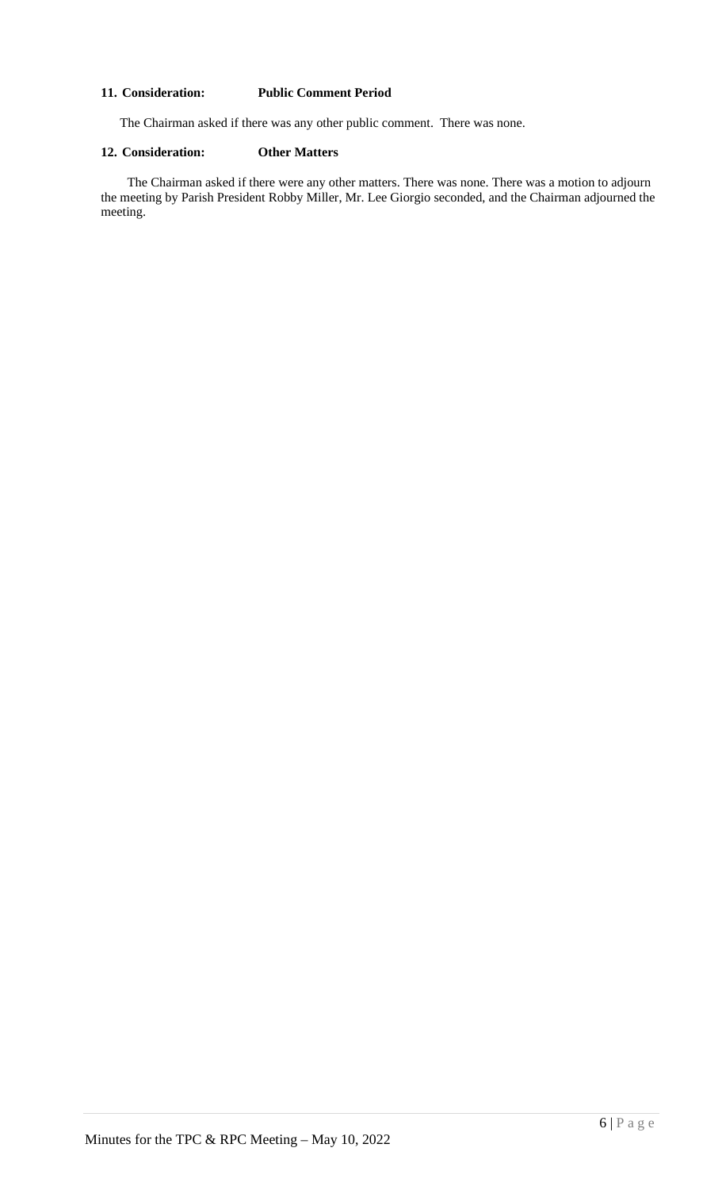**11. Consideration: Public Comment Period**

The Chairman asked if there was any other public comment. There was none.

**12. Consideration: Other Matters**

The Chairman asked if there were any other matters. There was none. There was a motion to adjourn the meeting by Parish President Robby Miller, Mr. Lee Giorgio seconded, and the Chairman adjourned the meeting.